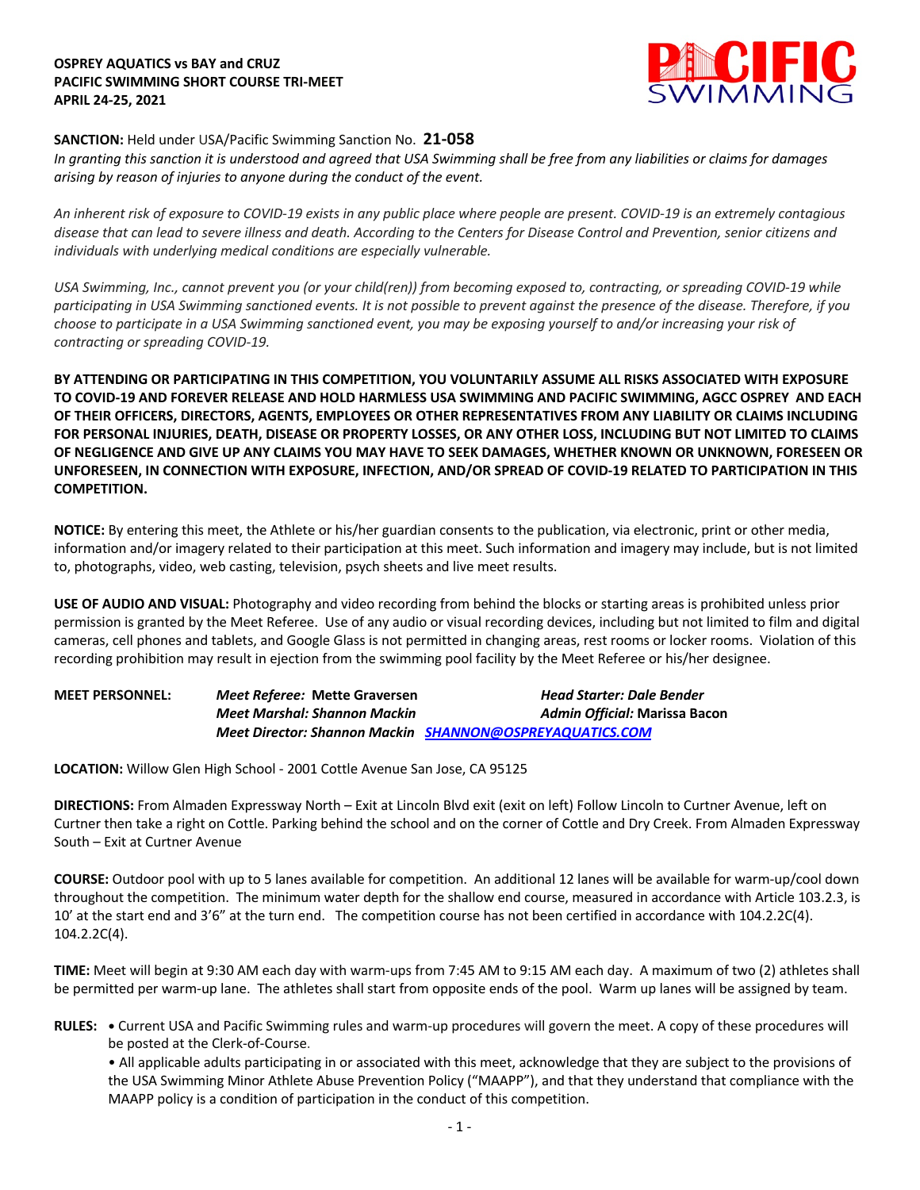**OSPREY AQUATICS vs BAY and CRUZ**
**PACIFIC SWIMMING SHORT COURSE TRI-MEET**
**APRIL 24-25, 2021**

**SANCTION:** Held under USA/Pacific Swimming Sanction No. **21-058**
*In granting this sanction it is understood and agreed that USA Swimming shall be free from any liabilities or claims for damages arising by reason of injuries to anyone during the conduct of the event.*

*An inherent risk of exposure to COVID-19 exists in any public place where people are present. COVID-19 is an extremely contagious disease that can lead to severe illness and death. According to the Centers for Disease Control and Prevention, senior citizens and individuals with underlying medical conditions are especially vulnerable.*

*USA Swimming, Inc., cannot prevent you (or your child(ren)) from becoming exposed to, contracting, or spreading COVID-19 while participating in USA Swimming sanctioned events. It is not possible to prevent against the presence of the disease. Therefore, if you choose to participate in a USA Swimming sanctioned event, you may be exposing yourself to and/or increasing your risk of contracting or spreading COVID-19.*

**BY ATTENDING OR PARTICIPATING IN THIS COMPETITION, YOU VOLUNTARILY ASSUME ALL RISKS ASSOCIATED WITH EXPOSURE TO COVID-19 AND FOREVER RELEASE AND HOLD HARMLESS USA SWIMMING AND PACIFIC SWIMMING, AGCC OSPREY AND EACH OF THEIR OFFICERS, DIRECTORS, AGENTS, EMPLOYEES OR OTHER REPRESENTATIVES FROM ANY LIABILITY OR CLAIMS INCLUDING FOR PERSONAL INJURIES, DEATH, DISEASE OR PROPERTY LOSSES, OR ANY OTHER LOSS, INCLUDING BUT NOT LIMITED TO CLAIMS OF NEGLIGENCE AND GIVE UP ANY CLAIMS YOU MAY HAVE TO SEEK DAMAGES, WHETHER KNOWN OR UNKNOWN, FORESEEN OR UNFORESEEN, IN CONNECTION WITH EXPOSURE, INFECTION, AND/OR SPREAD OF COVID-19 RELATED TO PARTICIPATION IN THIS COMPETITION.**

**NOTICE:** By entering this meet, the Athlete or his/her guardian consents to the publication, via electronic, print or other media, information and/or imagery related to their participation at this meet. Such information and imagery may include, but is not limited to, photographs, video, web casting, television, psych sheets and live meet results.

**USE OF AUDIO AND VISUAL:** Photography and video recording from behind the blocks or starting areas is prohibited unless prior permission is granted by the Meet Referee. Use of any audio or visual recording devices, including but not limited to film and digital cameras, cell phones and tablets, and Google Glass is not permitted in changing areas, rest rooms or locker rooms. Violation of this recording prohibition may result in ejection from the swimming pool facility by the Meet Referee or his/her designee.

**MEET PERSONNEL:**
*Meet Referee:* **Mette Graversen**
*Head Starter: Dale Bender*
*Meet Marshal: Shannon Mackin*
*Admin Official:* **Marissa Bacon**
*Meet Director: Shannon Mackin* [SHANNON@OSPREYAQUATICS.COM](mailto:SHANNON@OSPREYAQUATICS.COM)

**LOCATION:** Willow Glen High School - 2001 Cottle Avenue San Jose, CA 95125

**DIRECTIONS:** From Almaden Expressway North – Exit at Lincoln Blvd exit (exit on left) Follow Lincoln to Curtner Avenue, left on Curtner then take a right on Cottle. Parking behind the school and on the corner of Cottle and Dry Creek. From Almaden Expressway South – Exit at Curtner Avenue

**COURSE:** Outdoor pool with up to 5 lanes available for competition. An additional 12 lanes will be available for warm-up/cool down throughout the competition. The minimum water depth for the shallow end course, measured in accordance with Article 103.2.3, is 10' at the start end and 3'6" at the turn end. The competition course has not been certified in accordance with 104.2.2C(4). 104.2.2C(4).

**TIME:** Meet will begin at 9:30 AM each day with warm-ups from 7:45 AM to 9:15 AM each day. A maximum of two (2) athletes shall be permitted per warm-up lane. The athletes shall start from opposite ends of the pool. Warm up lanes will be assigned by team.

**RULES:**
- Current USA and Pacific Swimming rules and warm-up procedures will govern the meet. A copy of these procedures will be posted at the Clerk-of-Course.
- All applicable adults participating in or associated with this meet, acknowledge that they are subject to the provisions of the USA Swimming Minor Athlete Abuse Prevention Policy ("MAAPP"), and that they understand that compliance with the MAAPP policy is a condition of participation in the conduct of this competition.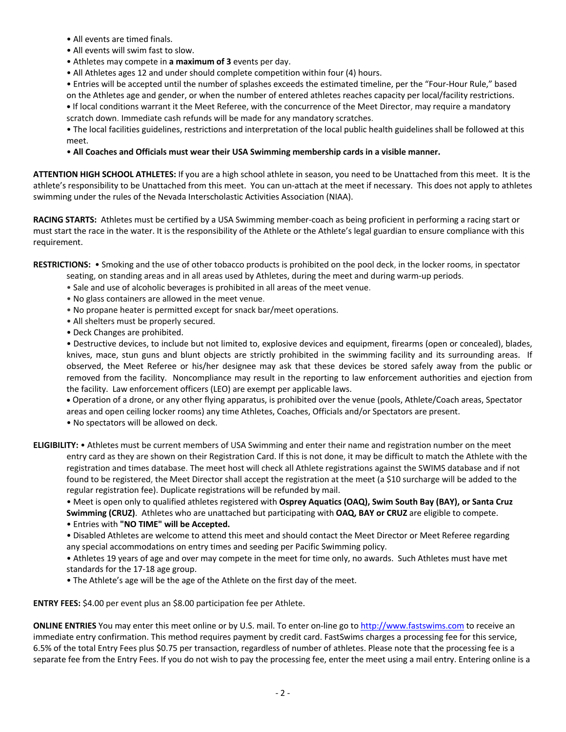- All events are timed finals.
- All events will swim fast to slow.
- Athletes may compete in **a maximum of 3** events per day.
- All Athletes ages 12 and under should complete competition within four (4) hours.
- Entries will be accepted until the number of splashes exceeds the estimated timeline, per the "Four-Hour Rule," based on the Athletes age and gender, or when the number of entered athletes reaches capacity per local/facility restrictions.
- If local conditions warrant it the Meet Referee, with the concurrence of the Meet Director, may require a mandatory scratch down. Immediate cash refunds will be made for any mandatory scratches.
- The local facilities guidelines, restrictions and interpretation of the local public health guidelines shall be followed at this meet.
- **All Coaches and Officials must wear their USA Swimming membership cards in a visible manner.**

**ATTENTION HIGH SCHOOL ATHLETES:** If you are a high school athlete in season, you need to be Unattached from this meet. It is the athlete's responsibility to be Unattached from this meet. You can un-attach at the meet if necessary. This does not apply to athletes swimming under the rules of the Nevada Interscholastic Activities Association (NIAA).

**RACING STARTS:** Athletes must be certified by a USA Swimming member-coach as being proficient in performing a racing start or must start the race in the water. It is the responsibility of the Athlete or the Athlete's legal guardian to ensure compliance with this requirement.

**RESTRICTIONS:**
- Smoking and the use of other tobacco products is prohibited on the pool deck, in the locker rooms, in spectator seating, on standing areas and in all areas used by Athletes, during the meet and during warm-up periods.
- Sale and use of alcoholic beverages is prohibited in all areas of the meet venue.
- No glass containers are allowed in the meet venue.
- No propane heater is permitted except for snack bar/meet operations.
- All shelters must be properly secured.
- Deck Changes are prohibited.
- Destructive devices, to include but not limited to, explosive devices and equipment, firearms (open or concealed), blades, knives, mace, stun guns and blunt objects are strictly prohibited in the swimming facility and its surrounding areas. If observed, the Meet Referee or his/her designee may ask that these devices be stored safely away from the public or removed from the facility. Noncompliance may result in the reporting to law enforcement authorities and ejection from the facility. Law enforcement officers (LEO) are exempt per applicable laws.
- Operation of a drone, or any other flying apparatus, is prohibited over the venue (pools, Athlete/Coach areas, Spectator areas and open ceiling locker rooms) any time Athletes, Coaches, Officials and/or Spectators are present.
- No spectators will be allowed on deck.

**ELIGIBILITY:**
- Athletes must be current members of USA Swimming and enter their name and registration number on the meet entry card as they are shown on their Registration Card. If this is not done, it may be difficult to match the Athlete with the registration and times database. The meet host will check all Athlete registrations against the SWIMS database and if not found to be registered, the Meet Director shall accept the registration at the meet (a $10 surcharge will be added to the regular registration fee). Duplicate registrations will be refunded by mail.
- Meet is open only to qualified athletes registered with **Osprey Aquatics (OAQ), Swim South Bay (BAY), or Santa Cruz Swimming (CRUZ)**. Athletes who are unattached but participating with **OAQ, BAY or CRUZ** are eligible to compete.
- Entries with **"NO TIME" will be Accepted.**
- Disabled Athletes are welcome to attend this meet and should contact the Meet Director or Meet Referee regarding any special accommodations on entry times and seeding per Pacific Swimming policy.
- Athletes 19 years of age and over may compete in the meet for time only, no awards. Such Athletes must have met standards for the 17-18 age group.
- The Athlete's age will be the age of the Athlete on the first day of the meet.

**ENTRY FEES:** $4.00 per event plus an $8.00 participation fee per Athlete.

**ONLINE ENTRIES** You may enter this meet online or by U.S. mail. To enter on-line go to http://www.fastswims.com to receive an immediate entry confirmation. This method requires payment by credit card. FastSwims charges a processing fee for this service, 6.5% of the total Entry Fees plus $0.75 per transaction, regardless of number of athletes. Please note that the processing fee is a separate fee from the Entry Fees. If you do not wish to pay the processing fee, enter the meet using a mail entry. Entering online is a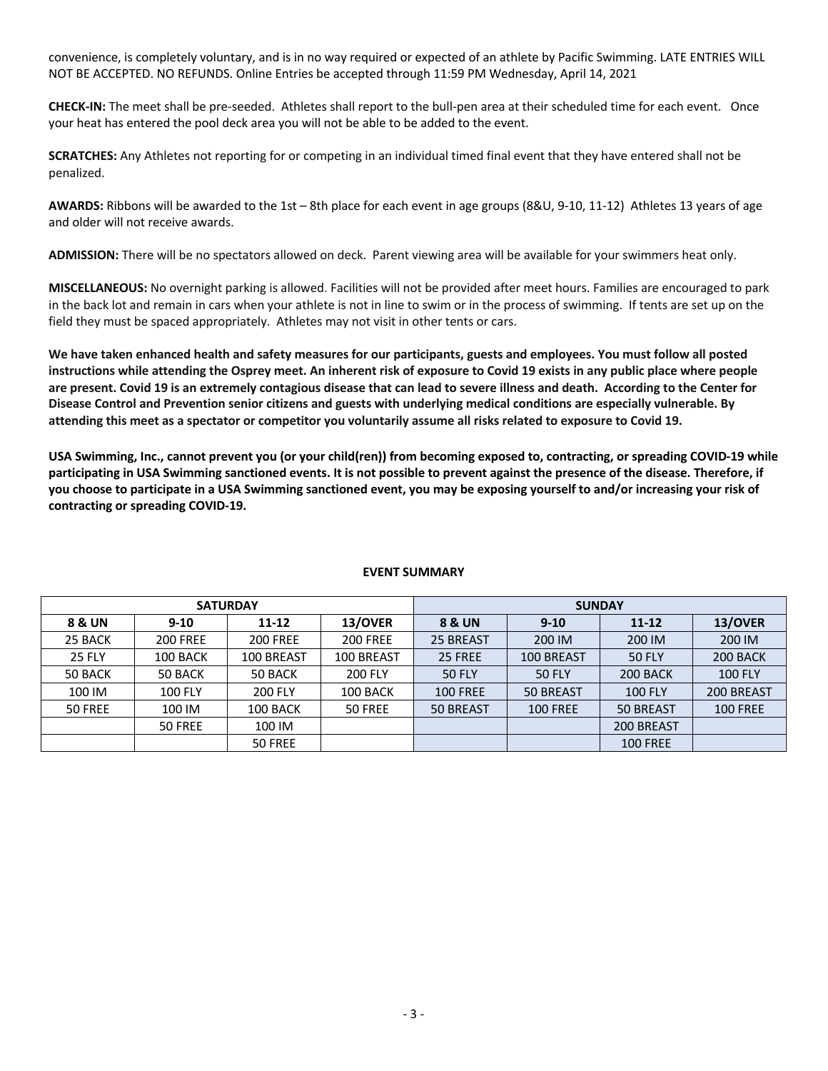convenience, is completely voluntary, and is in no way required or expected of an athlete by Pacific Swimming. LATE ENTRIES WILL NOT BE ACCEPTED. NO REFUNDS. Online Entries be accepted through 11:59 PM Wednesday, April 14, 2021

**CHECK-IN:** The meet shall be pre-seeded. Athletes shall report to the bull-pen area at their scheduled time for each event. Once your heat has entered the pool deck area you will not be able to be added to the event.

**SCRATCHES:** Any Athletes not reporting for or competing in an individual timed final event that they have entered shall not be penalized.

**AWARDS:** Ribbons will be awarded to the 1st – 8th place for each event in age groups (8&U, 9-10, 11-12) Athletes 13 years of age and older will not receive awards.

**ADMISSION:** There will be no spectators allowed on deck. Parent viewing area will be available for your swimmers heat only.

**MISCELLANEOUS:** No overnight parking is allowed. Facilities will not be provided after meet hours. Families are encouraged to park in the back lot and remain in cars when your athlete is not in line to swim or in the process of swimming. If tents are set up on the field they must be spaced appropriately. Athletes may not visit in other tents or cars.

**We have taken enhanced health and safety measures for our participants, guests and employees. You must follow all posted instructions while attending the Osprey meet. An inherent risk of exposure to Covid 19 exists in any public place where people are present. Covid 19 is an extremely contagious disease that can lead to severe illness and death. According to the Center for Disease Control and Prevention senior citizens and guests with underlying medical conditions are especially vulnerable. By attending this meet as a spectator or competitor you voluntarily assume all risks related to exposure to Covid 19.**

**USA Swimming, Inc., cannot prevent you (or your child(ren)) from becoming exposed to, contracting, or spreading COVID-19 while participating in USA Swimming sanctioned events. It is not possible to prevent against the presence of the disease. Therefore, if you choose to participate in a USA Swimming sanctioned event, you may be exposing yourself to and/or increasing your risk of contracting or spreading COVID-19.**

**EVENT SUMMARY**

| SATURDAY | | | | SUNDAY | | | |
|---|---|---|---|---|---|---|---|
| **8 & UN** | **9-10** | **11-12** | **13/OVER** | **8 & UN** | **9-10** | **11-12** | **13/OVER** |
| 25 BACK | 200 FREE | 200 FREE | 200 FREE | 25 BREAST | 200 IM | 200 IM | 200 IM |
| 25 FLY | 100 BACK | 100 BREAST | 100 BREAST | 25 FREE | 100 BREAST | 50 FLY | 200 BACK |
| 50 BACK | 50 BACK | 50 BACK | 200 FLY | 50 FLY | 50 FLY | 200 BACK | 100 FLY |
| 100 IM | 100 FLY | 200 FLY | 100 BACK | 100 FREE | 50 BREAST | 100 FLY | 200 BREAST |
| 50 FREE | 100 IM | 100 BACK | 50 FREE | 50 BREAST | 100 FREE | 50 BREAST | 100 FREE |
| | 50 FREE | 100 IM | | | | 200 BREAST | |
| | | 50 FREE | | | | 100 FREE | |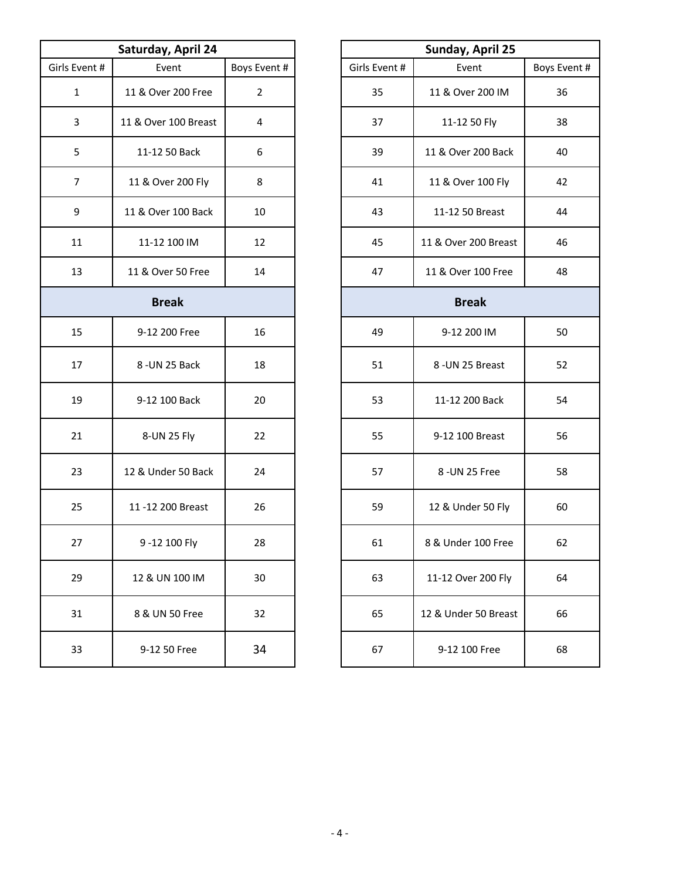| Saturday, April 24 | | |
|---|---|---|
| Girls Event # | Event | Boys Event # |
| 1 | 11 & Over 200 Free | 2 |
| 3 | 11 & Over 100 Breast | 4 |
| 5 | 11-12 50 Back | 6 |
| 7 | 11 & Over 200 Fly | 8 |
| 9 | 11 & Over 100 Back | 10 |
| 11 | 11-12 100 IM | 12 |
| 13 | 11 & Over 50 Free | 14 |
| **Break** | | |
| 15 | 9-12 200 Free | 16 |
| 17 | 8 -UN 25 Back | 18 |
| 19 | 9-12 100 Back | 20 |
| 21 | 8-UN 25 Fly | 22 |
| 23 | 12 & Under 50 Back | 24 |
| 25 | 11 -12 200 Breast | 26 |
| 27 | 9 -12 100 Fly | 28 |
| 29 | 12 & UN 100 IM | 30 |
| 31 | 8 & UN 50 Free | 32 |
| 33 | 9-12 50 Free | 34 |

| Sunday, April 25 | | |
|---|---|---|
| Girls Event # | Event | Boys Event # |
| 35 | 11 & Over 200 IM | 36 |
| 37 | 11-12 50 Fly | 38 |
| 39 | 11 & Over 200 Back | 40 |
| 41 | 11 & Over 100 Fly | 42 |
| 43 | 11-12 50 Breast | 44 |
| 45 | 11 & Over 200 Breast | 46 |
| 47 | 11 & Over 100 Free | 48 |
| **Break** | | |
| 49 | 9-12 200 IM | 50 |
| 51 | 8 -UN 25 Breast | 52 |
| 53 | 11-12 200 Back | 54 |
| 55 | 9-12 100 Breast | 56 |
| 57 | 8 -UN 25 Free | 58 |
| 59 | 12 & Under 50 Fly | 60 |
| 61 | 8 & Under 100 Free | 62 |
| 63 | 11-12 Over 200 Fly | 64 |
| 65 | 12 & Under 50 Breast | 66 |
| 67 | 9-12 100 Free | 68 |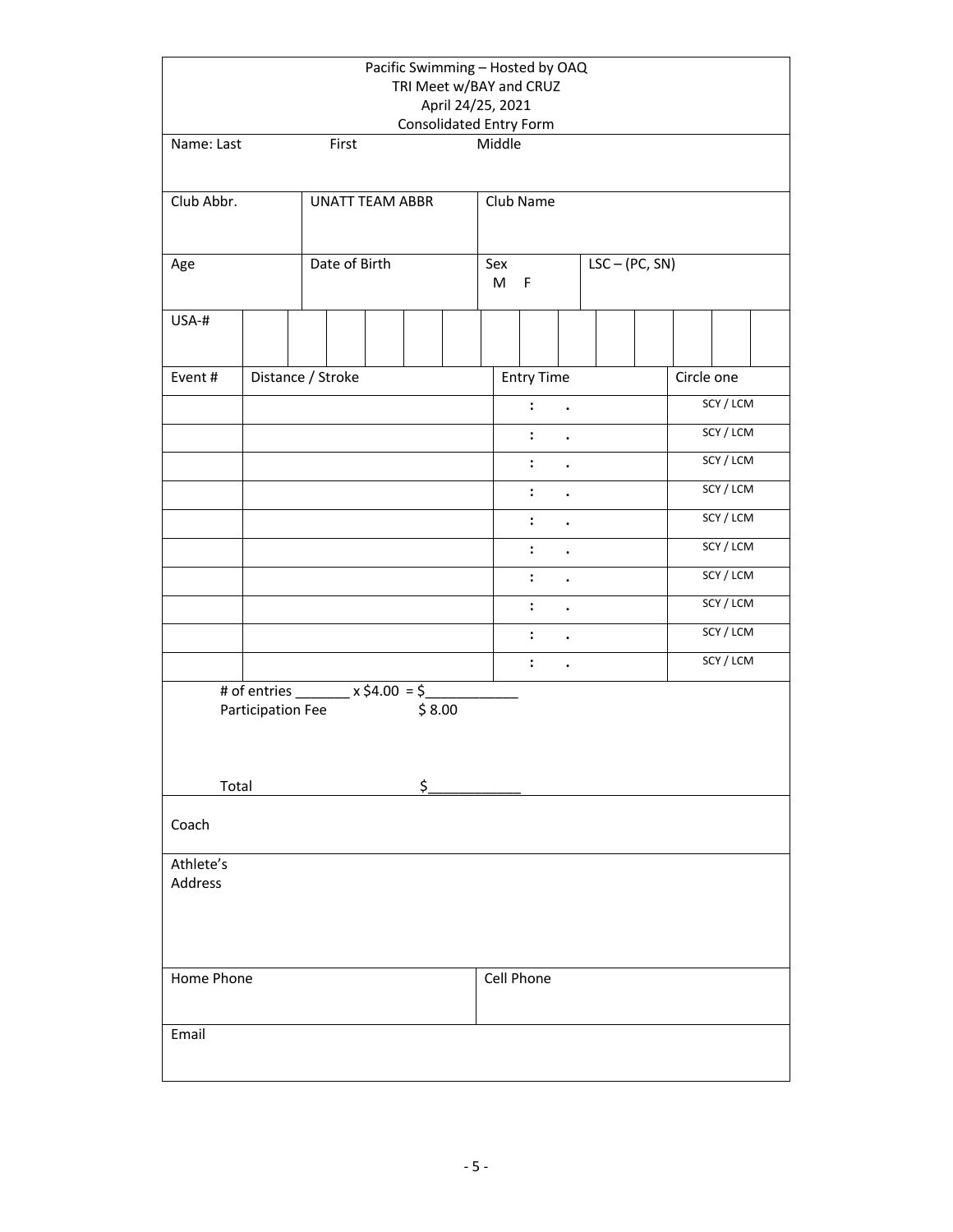Pacific Swimming – Hosted by OAQ
TRI Meet w/BAY and CRUZ
April 24/25, 2021
Consolidated Entry Form

| Name: Last | First | Middle |
|---|---|---|
| | | |

| Club Abbr. | UNATT TEAM ABBR | Club Name |
|---|---|---|
| | | |

| Age | Date of Birth | Sex M F | LSC – (PC, SN) |
|---|---|---|---|
| | | | |

| USA-# | | | | | | | | | | | | | | |
|---|---|---|---|---|---|---|---|---|---|---|---|---|---|---|

| Event # | Distance / Stroke | Entry Time | Circle one |
|---|---|---|---|
| | | : . | SCY / LCM |
| | | : . | SCY / LCM |
| | | : . | SCY / LCM |
| | | : . | SCY / LCM |
| | | : . | SCY / LCM |
| | | : . | SCY / LCM |
| | | : . | SCY / LCM |
| | | : . | SCY / LCM |
| | | : . | SCY / LCM |
| | | : . | SCY / LCM |

# of entries _______ x $4.00 = $____________
Participation Fee $ 8.00

Total $____________

Coach

Athlete's Address

| Home Phone | Cell Phone |
|---|---|
| | |

Email